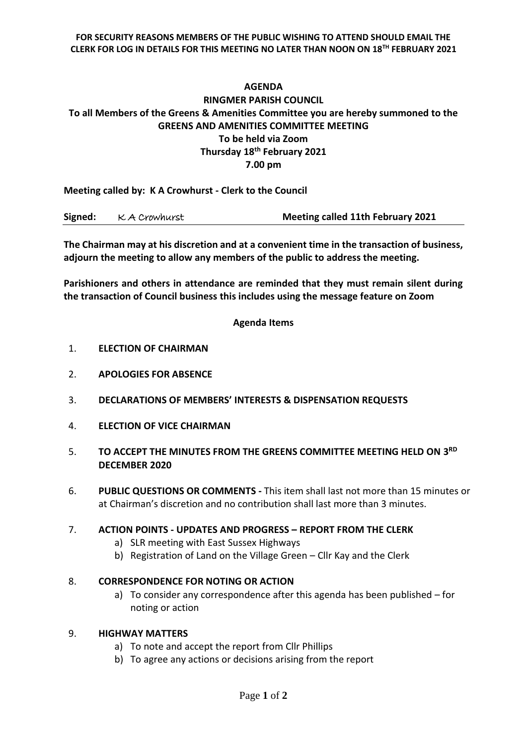**FOR SECURITY REASONS MEMBERS OF THE PUBLIC WISHING TO ATTEND SHOULD EMAIL THE CLERK FOR LOG IN DETAILS FOR THIS MEETING NO LATER THAN NOON ON 18TH FEBRUARY 2021**

# AGENDA

## RINGMER PARISH COUNCIL

## To all Members of the Greens & Amenities Committee you are hereby summoned to the GREENS AND AMENITIES COMMITTEE MEETING

**To be held via Zoom**

**Thursday 18th February 2021**

**7.00 pm**

**Meeting called by: K A Crowhurst - Clerk to the Council**

**Signed:** K A Crowhurst **Meeting called 11th February 2021**

**The Chairman may at his discretion and at a convenient time in the transaction of business, adjourn the meeting to allow any members of the public to address the meeting.**

**Parishioners and others in attendance are reminded that they must remain silent during the transaction of Council business this includes using the message feature on Zoom**

**Agenda Items**

1. **ELECTION OF CHAIRMAN**
2. **APOLOGIES FOR ABSENCE**
3. **DECLARATIONS OF MEMBERS' INTERESTS & DISPENSATION REQUESTS**
4. **ELECTION OF VICE CHAIRMAN**
5. **TO ACCEPT THE MINUTES FROM THE GREENS COMMITTEE MEETING HELD ON 3RD DECEMBER 2020**
6. **PUBLIC QUESTIONS OR COMMENTS -** This item shall last not more than 15 minutes or at Chairman's discretion and no contribution shall last more than 3 minutes.
7. **ACTION POINTS - UPDATES AND PROGRESS – REPORT FROM THE CLERK**
   a) SLR meeting with East Sussex Highways
   b) Registration of Land on the Village Green – Cllr Kay and the Clerk
8. **CORRESPONDENCE FOR NOTING OR ACTION**
   a) To consider any correspondence after this agenda has been published – for noting or action
9. **HIGHWAY MATTERS**
   a) To note and accept the report from Cllr Phillips
   b) To agree any actions or decisions arising from the report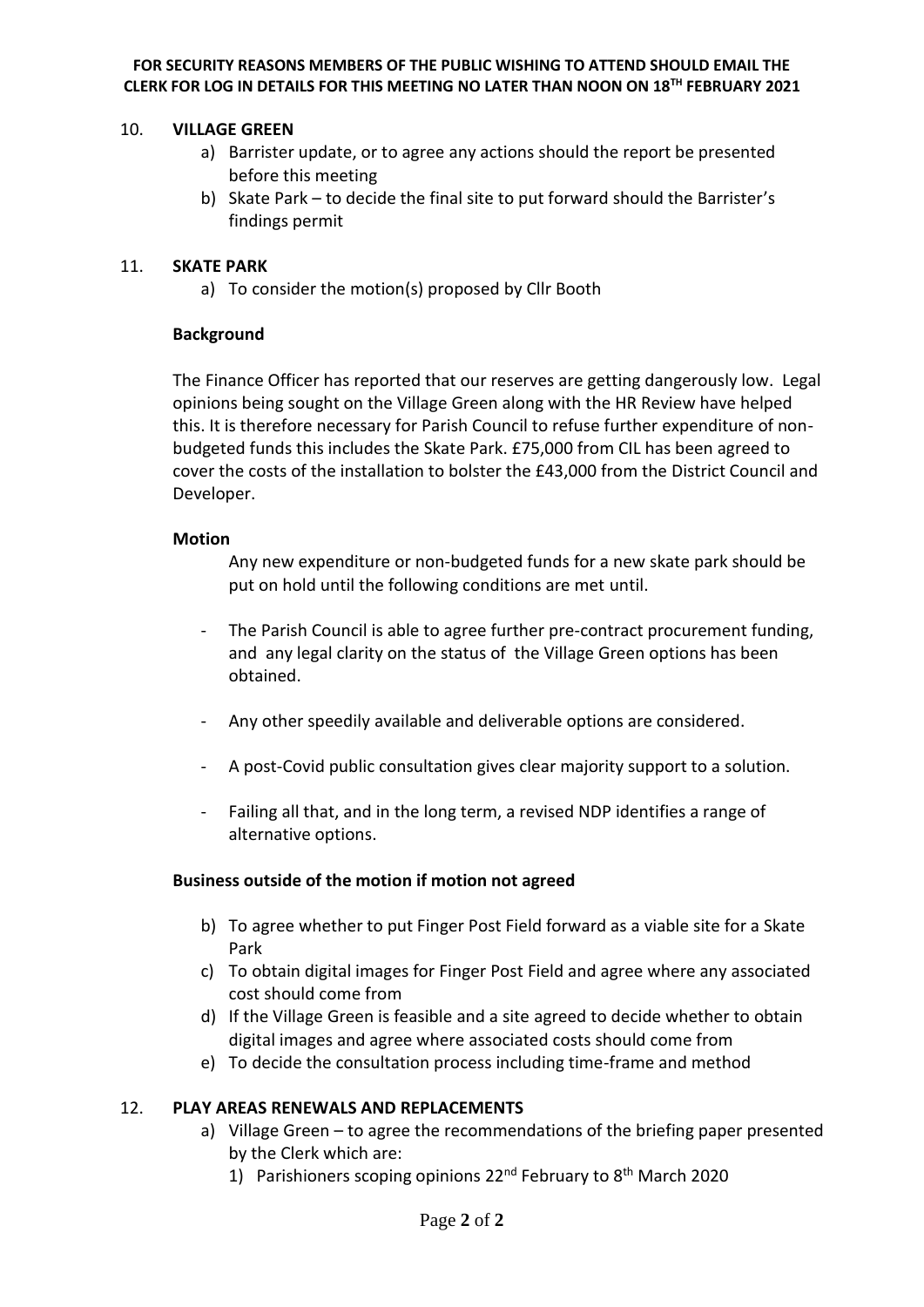**FOR SECURITY REASONS MEMBERS OF THE PUBLIC WISHING TO ATTEND SHOULD EMAIL THE CLERK FOR LOG IN DETAILS FOR THIS MEETING NO LATER THAN NOON ON 18TH FEBRUARY 2021**

10. **VILLAGE GREEN**
    a) Barrister update, or to agree any actions should the report be presented before this meeting
    b) Skate Park – to decide the final site to put forward should the Barrister's findings permit

11. **SKATE PARK**
    a) To consider the motion(s) proposed by Cllr Booth

    **Background**

    The Finance Officer has reported that our reserves are getting dangerously low. Legal opinions being sought on the Village Green along with the HR Review have helped this. It is therefore necessary for Parish Council to refuse further expenditure of non-budgeted funds this includes the Skate Park. £75,000 from CIL has been agreed to cover the costs of the installation to bolster the £43,000 from the District Council and Developer.

    **Motion**

    Any new expenditure or non-budgeted funds for a new skate park should be put on hold until the following conditions are met until.

    - The Parish Council is able to agree further pre-contract procurement funding, and any legal clarity on the status of the Village Green options has been obtained.
    - Any other speedily available and deliverable options are considered.
    - A post-Covid public consultation gives clear majority support to a solution.
    - Failing all that, and in the long term, a revised NDP identifies a range of alternative options.

    **Business outside of the motion if motion not agreed**

    b) To agree whether to put Finger Post Field forward as a viable site for a Skate Park
    c) To obtain digital images for Finger Post Field and agree where any associated cost should come from
    d) If the Village Green is feasible and a site agreed to decide whether to obtain digital images and agree where associated costs should come from
    e) To decide the consultation process including time-frame and method

12. **PLAY AREAS RENEWALS AND REPLACEMENTS**
    a) Village Green – to agree the recommendations of the briefing paper presented by the Clerk which are:
       1) Parishioners scoping opinions 22nd February to 8th March 2020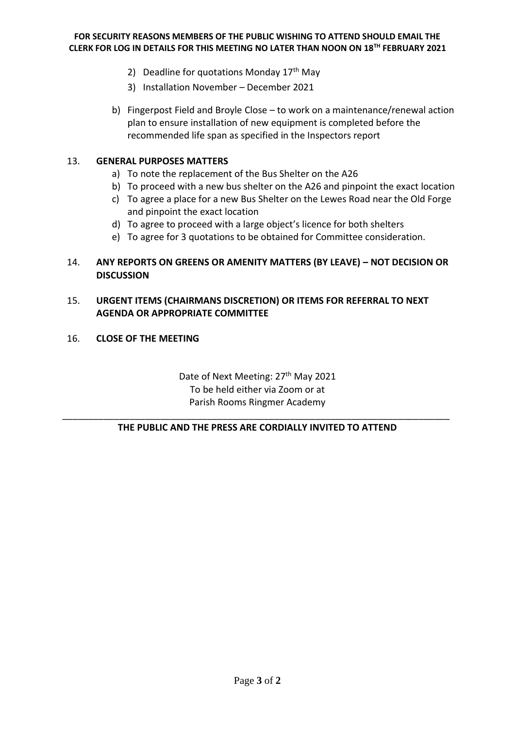**FOR SECURITY REASONS MEMBERS OF THE PUBLIC WISHING TO ATTEND SHOULD EMAIL THE CLERK FOR LOG IN DETAILS FOR THIS MEETING NO LATER THAN NOON ON 18TH FEBRUARY 2021**

2) Deadline for quotations Monday 17th May
3) Installation November – December 2021

b) Fingerpost Field and Broyle Close – to work on a maintenance/renewal action plan to ensure installation of new equipment is completed before the recommended life span as specified in the Inspectors report

13. **GENERAL PURPOSES MATTERS**
    a) To note the replacement of the Bus Shelter on the A26
    b) To proceed with a new bus shelter on the A26 and pinpoint the exact location
    c) To agree a place for a new Bus Shelter on the Lewes Road near the Old Forge and pinpoint the exact location
    d) To agree to proceed with a large object's licence for both shelters
    e) To agree for 3 quotations to be obtained for Committee consideration.

14. **ANY REPORTS ON GREENS OR AMENITY MATTERS (BY LEAVE) – NOT DECISION OR DISCUSSION**

15. **URGENT ITEMS (CHAIRMANS DISCRETION) OR ITEMS FOR REFERRAL TO NEXT AGENDA OR APPROPRIATE COMMITTEE**

16. **CLOSE OF THE MEETING**

Date of Next Meeting: 27th May 2021
To be held either via Zoom or at
Parish Rooms Ringmer Academy

---

**THE PUBLIC AND THE PRESS ARE CORDIALLY INVITED TO ATTEND**